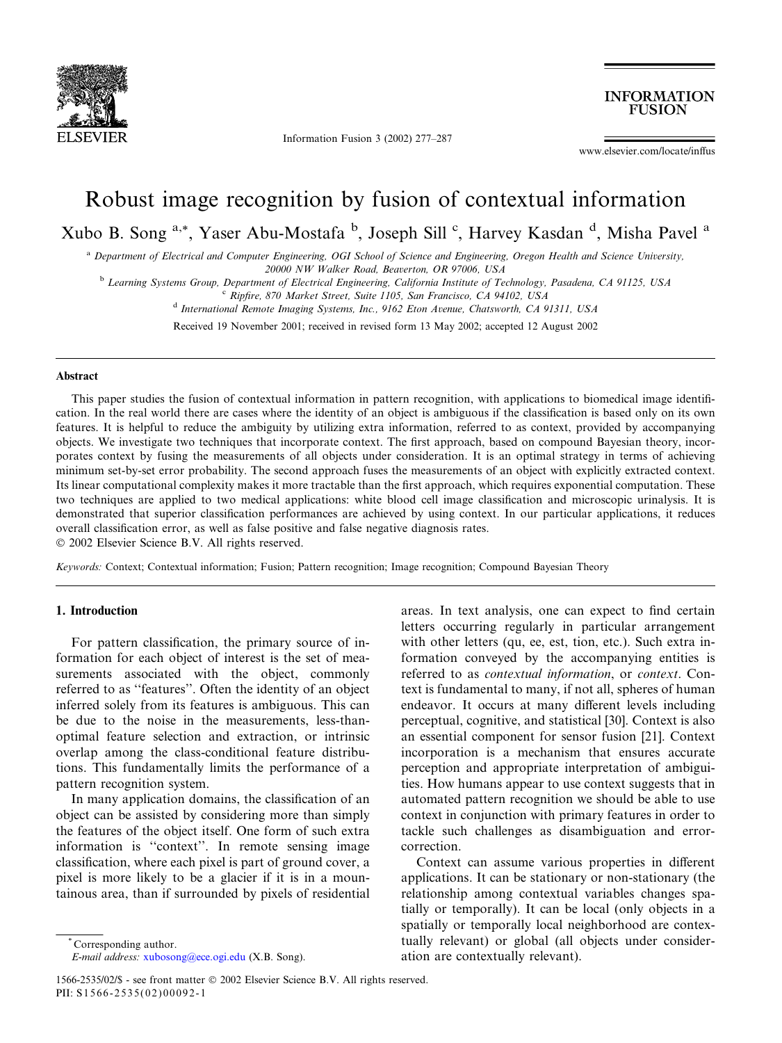# Robust image recognition by fusion of contextual information

Xubo B. Song [a,*], Yaser Abu-Mostafa [b], Joseph Sill [c], Harvey Kasdan [d], Misha Pavel [a]

[a] Department of Electrical and Computer Engineering, OGI School of Science and Engineering, Oregon Health and Science University, 20000 NW Walker Road, Beaverton, OR 97006, USA

[b] Learning Systems Group, Department of Electrical Engineering, California Institute of Technology, Pasadena, CA 91125, USA

[c] Ripfire, 870 Market Street, Suite 1105, San Francisco, CA 94102, USA

[d] International Remote Imaging Systems, Inc., 9162 Eton Avenue, Chatsworth, CA 91311, USA

Received 19 November 2001; received in revised form 13 May 2002; accepted 12 August 2002

## Abstract

This paper studies the fusion of contextual information in pattern recognition, with applications to biomedical image identification. In the real world there are cases where the identity of an object is ambiguous if the classification is based only on its own features. It is helpful to reduce the ambiguity by utilizing extra information, referred to as context, provided by accompanying objects. We investigate two techniques that incorporate context. The first approach, based on compound Bayesian theory, incorporates context by fusing the measurements of all objects under consideration. It is an optimal strategy in terms of achieving minimum set-by-set error probability. The second approach fuses the measurements of an object with explicitly extracted context. Its linear computational complexity makes it more tractable than the first approach, which requires exponential computation. These two techniques are applied to two medical applications: white blood cell image classification and microscopic urinalysis. It is demonstrated that superior classification performances are achieved by using context. In our particular applications, it reduces overall classification error, as well as false positive and false negative diagnosis rates.

© 2002 Elsevier Science B.V. All rights reserved.

*Keywords:* Context; Contextual information; Fusion; Pattern recognition; Image recognition; Compound Bayesian Theory

## 1. Introduction

For pattern classification, the primary source of information for each object of interest is the set of measurements associated with the object, commonly referred to as "features". Often the identity of an object inferred solely from its features is ambiguous. This can be due to the noise in the measurements, less-than-optimal feature selection and extraction, or intrinsic overlap among the class-conditional feature distributions. This fundamentally limits the performance of a pattern recognition system.

In many application domains, the classification of an object can be assisted by considering more than simply the features of the object itself. One form of such extra information is "context". In remote sensing image classification, where each pixel is part of ground cover, a pixel is more likely to be a glacier if it is in a mountainous area, than if surrounded by pixels of residential areas. In text analysis, one can expect to find certain letters occurring regularly in particular arrangement with other letters (qu, ee, est, tion, etc.). Such extra information conveyed by the accompanying entities is referred to as *contextual information*, or *context*. Context is fundamental to many, if not all, spheres of human endeavor. It occurs at many different levels including perceptual, cognitive, and statistical [30]. Context is also an essential component for sensor fusion [21]. Context incorporation is a mechanism that ensures accurate perception and appropriate interpretation of ambiguities. How humans appear to use context suggests that in automated pattern recognition we should be able to use context in conjunction with primary features in order to tackle such challenges as disambiguation and error-correction.

Context can assume various properties in different applications. It can be stationary or non-stationary (the relationship among contextual variables changes spatially or temporally). It can be local (only objects in a spatially or temporally local neighborhood are contextually relevant) or global (all objects under consideration are contextually relevant).

\* Corresponding author.
*E-mail address:* xubosong@ece.ogi.edu (X.B. Song).

1566-2535/02/$ - see front matter © 2002 Elsevier Science B.V. All rights reserved.
PII: S1566-2535(02)00092-1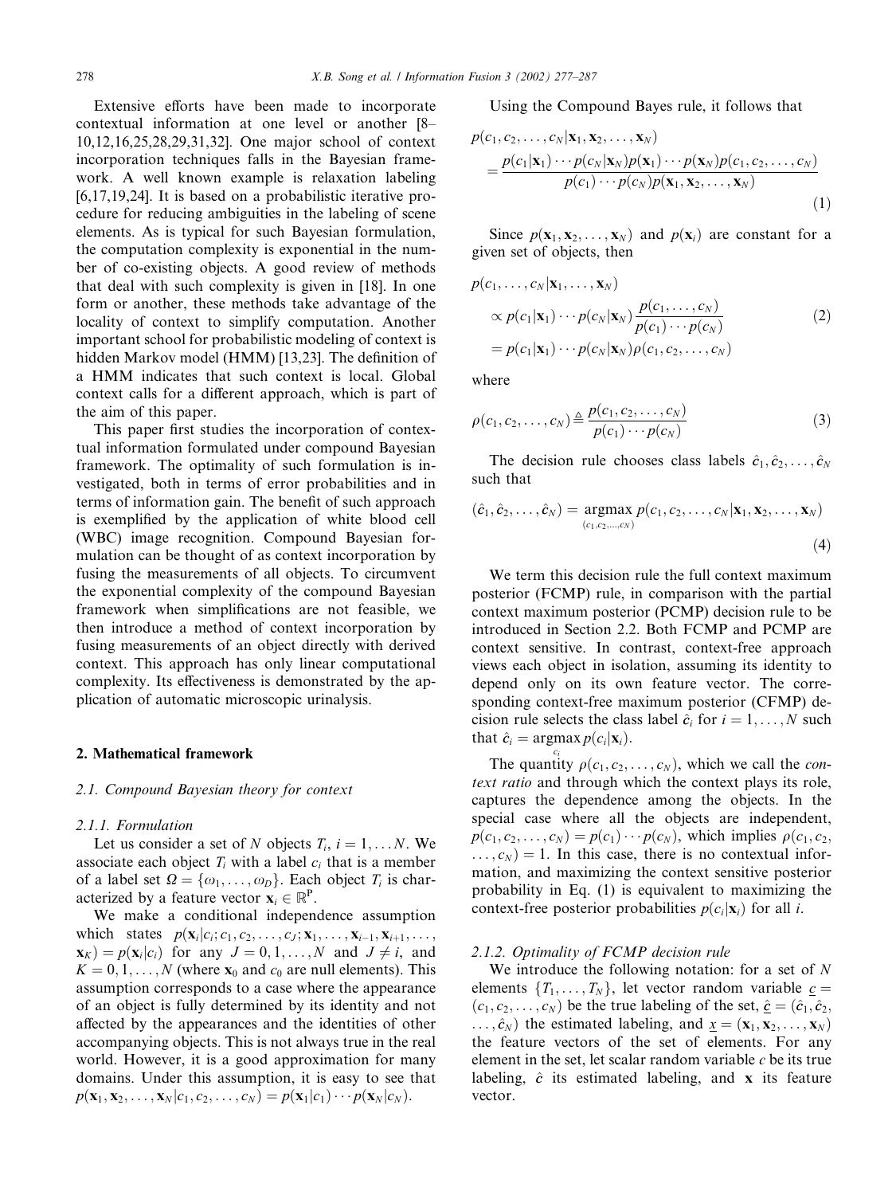Extensive efforts have been made to incorporate contextual information at one level or another [8–10,12,16,25,28,29,31,32]. One major school of context incorporation techniques falls in the Bayesian framework. A well known example is relaxation labeling [6,17,19,24]. It is based on a probabilistic iterative procedure for reducing ambiguities in the labeling of scene elements. As is typical for such Bayesian formulation, the computation complexity is exponential in the number of co-existing objects. A good review of methods that deal with such complexity is given in [18]. In one form or another, these methods take advantage of the locality of context to simplify computation. Another important school for probabilistic modeling of context is hidden Markov model (HMM) [13,23]. The definition of a HMM indicates that such context is local. Global context calls for a different approach, which is part of the aim of this paper.

This paper first studies the incorporation of contextual information formulated under compound Bayesian framework. The optimality of such formulation is investigated, both in terms of error probabilities and in terms of information gain. The benefit of such approach is exemplified by the application of white blood cell (WBC) image recognition. Compound Bayesian formulation can be thought of as context incorporation by fusing the measurements of all objects. To circumvent the exponential complexity of the compound Bayesian framework when simplifications are not feasible, we then introduce a method of context incorporation by fusing measurements of an object directly with derived context. This approach has only linear computational complexity. Its effectiveness is demonstrated by the application of automatic microscopic urinalysis.

## 2. Mathematical framework

### 2.1. Compound Bayesian theory for context

#### 2.1.1. Formulation

Let us consider a set of $N$ objects $T_i$, $i = 1, \ldots N$. We associate each object $T_i$ with a label $c_i$ that is a member of a label set $\Omega = \{\omega_1, \ldots, \omega_D\}$. Each object $T_i$ is characterized by a feature vector $\mathbf{x}_i \in \mathbb{R}^p$.

We make a conditional independence assumption which states $p(\mathbf{x}_i|c_i; c_1, c_2, \ldots, c_J; \mathbf{x}_1, \ldots, \mathbf{x}_{i-1}, \mathbf{x}_{i+1}, \ldots, \mathbf{x}_K) = p(\mathbf{x}_i|c_i)$ for any $J = 0, 1, \ldots, N$ and $J \neq i$, and $K = 0, 1, \ldots, N$ (where $\mathbf{x}_0$ and $c_0$ are null elements). This assumption corresponds to a case where the appearance of an object is fully determined by its identity and not affected by the appearances and the identities of other accompanying objects. This is not always true in the real world. However, it is a good approximation for many domains. Under this assumption, it is easy to see that $p(\mathbf{x}_1, \mathbf{x}_2, \ldots, \mathbf{x}_N|c_1, c_2, \ldots, c_N) = p(\mathbf{x}_1|c_1) \cdots p(\mathbf{x}_N|c_N)$.

Using the Compound Bayes rule, it follows that

$$
p(c_1, c_2, \ldots, c_N|\mathbf{x}_1, \mathbf{x}_2, \ldots, \mathbf{x}_N) = \frac{p(c_1|\mathbf{x}_1) \cdots p(c_N|\mathbf{x}_N) p(\mathbf{x}_1) \cdots p(\mathbf{x}_N) p(c_1, c_2, \ldots, c_N)}{p(c_1) \cdots p(c_N) p(\mathbf{x}_1, \mathbf{x}_2, \ldots, \mathbf{x}_N)} \tag{1}
$$

Since $p(\mathbf{x}_1, \mathbf{x}_2, \ldots, \mathbf{x}_N)$ and $p(\mathbf{x}_i)$ are constant for a given set of objects, then

$$
\begin{aligned}
p(c_1, \ldots, c_N|\mathbf{x}_1, \ldots, \mathbf{x}_N) &\propto p(c_1|\mathbf{x}_1) \cdots p(c_N|\mathbf{x}_N) \frac{p(c_1, \ldots, c_N)}{p(c_1) \cdots p(c_N)} \\
&= p(c_1|\mathbf{x}_1) \cdots p(c_N|\mathbf{x}_N) \rho(c_1, c_2, \ldots, c_N)
\end{aligned} \tag{2}
$$

where

$$
\rho(c_1, c_2, \ldots, c_N) \triangleq \frac{p(c_1, c_2, \ldots, c_N)}{p(c_1) \cdots p(c_N)} \tag{3}
$$

The decision rule chooses class labels $\hat{c}_1, \hat{c}_2, \ldots, \hat{c}_N$ such that

$$
(\hat{c}_1, \hat{c}_2, \ldots, \hat{c}_N) = \underset{(c_1, c_2, \ldots, c_N)}{\operatorname{argmax}}\, p(c_1, c_2, \ldots, c_N|\mathbf{x}_1, \mathbf{x}_2, \ldots, \mathbf{x}_N) \tag{4}
$$

We term this decision rule the full context maximum posterior (FCMP) rule, in comparison with the partial context maximum posterior (PCMP) decision rule to be introduced in Section 2.2. Both FCMP and PCMP are context sensitive. In contrast, context-free approach views each object in isolation, assuming its identity to depend only on its own feature vector. The corresponding context-free maximum posterior (CFMP) decision rule selects the class label $\hat{c}_i$ for $i = 1, \ldots, N$ such that $\hat{c}_i = \underset{c_i}{\operatorname{argmax}}\, p(c_i|\mathbf{x}_i)$.

The quantity $\rho(c_1, c_2, \ldots, c_N)$, which we call the *context ratio* and through which the context plays its role, captures the dependence among the objects. In the special case where all the objects are independent, $p(c_1, c_2, \ldots, c_N) = p(c_1) \cdots p(c_N)$, which implies $\rho(c_1, c_2, \ldots, c_N) = 1$. In this case, there is no contextual information, and maximizing the context sensitive posterior probability in Eq. (1) is equivalent to maximizing the context-free posterior probabilities $p(c_i|\mathbf{x}_i)$ for all $i$.

#### 2.1.2. Optimality of FCMP decision rule

We introduce the following notation: for a set of $N$ elements $\{T_1, \ldots, T_N\}$, let vector random variable $\underline{c} = (c_1, c_2, \ldots, c_N)$ be the true labeling of the set, $\underline{\hat{c}} = (\hat{c}_1, \hat{c}_2, \ldots, \hat{c}_N)$ the estimated labeling, and $\underline{x} = (\mathbf{x}_1, \mathbf{x}_2, \ldots, \mathbf{x}_N)$ the feature vectors of the set of elements. For any element in the set, let scalar random variable $c$ be its true labeling, $\hat{c}$ its estimated labeling, and $\mathbf{x}$ its feature vector.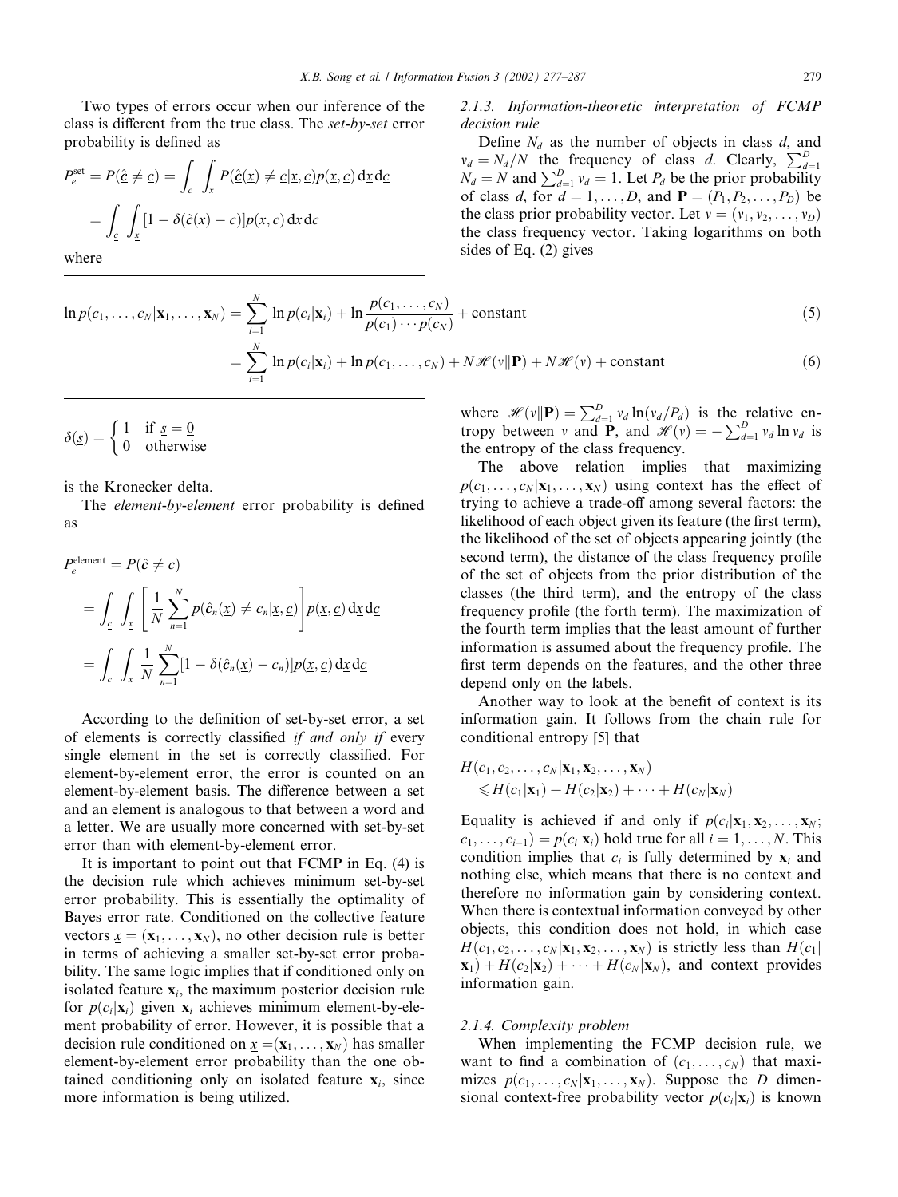Two types of errors occur when our inference of the class is different from the true class. The *set-by-set* error probability is defined as

$$P_e^{\text{set}} = P(\hat{\underline{c}} \neq \underline{c}) = \int_{\underline{c}} \int_{\underline{x}} P(\hat{\underline{c}}(\underline{x}) \neq \underline{c} | \underline{x}, \underline{c}) p(\underline{x}, \underline{c}) \, d\underline{x} \, d\underline{c}$$

$$= \int_{\underline{c}} \int_{\underline{x}} [1 - \delta(\hat{\underline{c}}(\underline{x}) - \underline{c})] p(\underline{x}, \underline{c}) \, d\underline{x} \, d\underline{c}$$

where

$$\delta(\underline{s}) = \begin{cases} 1 & \text{if } \underline{s} = \underline{0} \\ 0 & \text{otherwise} \end{cases}$$

is the Kronecker delta.

The *element-by-element* error probability is defined as

$$P_e^{\text{element}} = P(\hat{c} \neq c)$$

$$= \int_{\underline{c}} \int_{\underline{x}} \left[ \frac{1}{N} \sum_{n=1}^{N} p(\hat{c}_n(\underline{x}) \neq c_n | \underline{x}, \underline{c}) \right] p(\underline{x}, \underline{c}) \, d\underline{x} \, d\underline{c}$$

$$= \int_{\underline{c}} \int_{\underline{x}} \frac{1}{N} \sum_{n=1}^{N} [1 - \delta(\hat{c}_n(\underline{x}) - c_n)] p(\underline{x}, \underline{c}) \, d\underline{x} \, d\underline{c}$$

According to the definition of set-by-set error, a set of elements is correctly classified *if and only if* every single element in the set is correctly classified. For element-by-element error, the error is counted on an element-by-element basis. The difference between a set and an element is analogous to that between a word and a letter. We are usually more concerned with set-by-set error than with element-by-element error.

It is important to point out that FCMP in Eq. (4) is the decision rule which achieves minimum set-by-set error probability. This is essentially the optimality of Bayes error rate. Conditioned on the collective feature vectors $\underline{x} = (\mathbf{x}_1, \ldots, \mathbf{x}_N)$, no other decision rule is better in terms of achieving a smaller set-by-set error probability. The same logic implies that if conditioned only on isolated feature $\mathbf{x}_i$, the maximum posterior decision rule for $p(c_i|\mathbf{x}_i)$ given $\mathbf{x}_i$ achieves minimum element-by-element probability of error. However, it is possible that a decision rule conditioned on $\underline{x} = (\mathbf{x}_1, \ldots, \mathbf{x}_N)$ has smaller element-by-element error probability than the one obtained conditioning only on isolated feature $\mathbf{x}_i$, since more information is being utilized.

### 2.1.3. Information-theoretic interpretation of FCMP decision rule

Define $N_d$ as the number of objects in class $d$, and $v_d = N_d/N$ the frequency of class $d$. Clearly, $\sum_{d=1}^{D} N_d = N$ and $\sum_{d=1}^{D} v_d = 1$. Let $P_d$ be the prior probability of class $d$, for $d = 1, \ldots, D$, and $\mathbf{P} = (P_1, P_2, \ldots, P_D)$ be the class prior probability vector. Let $v = (v_1, v_2, \ldots, v_D)$ the class frequency vector. Taking logarithms on both sides of Eq. (2) gives

$$\ln p(c_1, \ldots, c_N | \mathbf{x}_1, \ldots, \mathbf{x}_N) = \sum_{i=1}^{N} \ln p(c_i|\mathbf{x}_i) + \ln \frac{p(c_1, \ldots, c_N)}{p(c_1) \cdots p(c_N)} + \text{constant} \tag{5}$$

$$= \sum_{i=1}^{N} \ln p(c_i|\mathbf{x}_i) + \ln p(c_1, \ldots, c_N) + N\mathscr{H}(v\|\mathbf{P}) + N\mathscr{H}(v) + \text{constant} \tag{6}$$

where $\mathscr{H}(v\|\mathbf{P}) = \sum_{d=1}^{D} v_d \ln(v_d/P_d)$ is the relative entropy between $v$ and $\mathbf{P}$, and $\mathscr{H}(v) = -\sum_{d=1}^{D} v_d \ln v_d$ is the entropy of the class frequency.

The above relation implies that maximizing $p(c_1, \ldots, c_N | \mathbf{x}_1, \ldots, \mathbf{x}_N)$ using context has the effect of trying to achieve a trade-off among several factors: the likelihood of each object given its feature (the first term), the likelihood of the set of objects appearing jointly (the second term), the distance of the class frequency profile of the set of objects from the prior distribution of the classes (the third term), and the entropy of the class frequency profile (the forth term). The maximization of the fourth term implies that the least amount of further information is assumed about the frequency profile. The first term depends on the features, and the other three depend only on the labels.

Another way to look at the benefit of context is its information gain. It follows from the chain rule for conditional entropy [5] that

$$H(c_1, c_2, \ldots, c_N | \mathbf{x}_1, \mathbf{x}_2, \ldots, \mathbf{x}_N) \leqslant H(c_1|\mathbf{x}_1) + H(c_2|\mathbf{x}_2) + \cdots + H(c_N|\mathbf{x}_N)$$

Equality is achieved if and only if $p(c_i|\mathbf{x}_1, \mathbf{x}_2, \ldots, \mathbf{x}_N; c_1, \ldots, c_{i-1}) = p(c_i|\mathbf{x}_i)$ hold true for all $i = 1, \ldots, N$. This condition implies that $c_i$ is fully determined by $\mathbf{x}_i$ and nothing else, which means that there is no context and therefore no information gain by considering context. When there is contextual information conveyed by other objects, this condition does not hold, in which case $H(c_1, c_2, \ldots, c_N | \mathbf{x}_1, \mathbf{x}_2, \ldots, \mathbf{x}_N)$ is strictly less than $H(c_1|\mathbf{x}_1) + H(c_2|\mathbf{x}_2) + \cdots + H(c_N|\mathbf{x}_N)$, and context provides information gain.

### 2.1.4. Complexity problem

When implementing the FCMP decision rule, we want to find a combination of $(c_1, \ldots, c_N)$ that maximizes $p(c_1, \ldots, c_N | \mathbf{x}_1, \ldots, \mathbf{x}_N)$. Suppose the $D$ dimensional context-free probability vector $p(c_i|\mathbf{x}_i)$ is known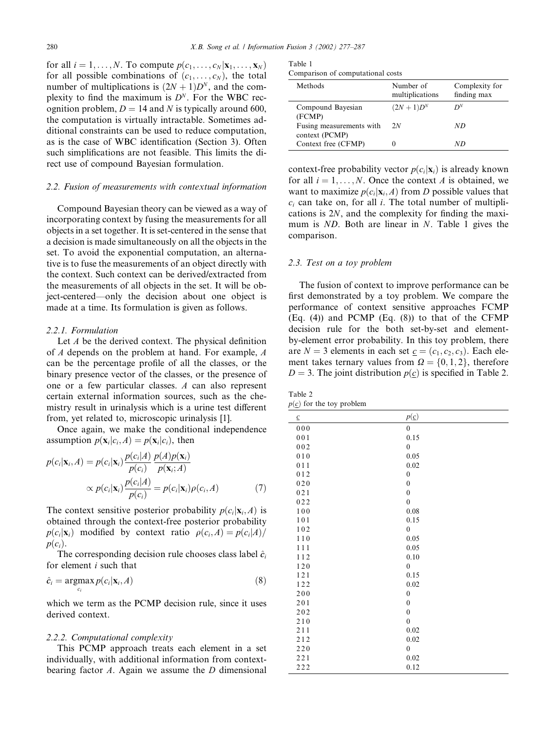for all $i = 1, \ldots, N$. To compute $p(c_1, \ldots, c_N | \mathbf{x}_1, \ldots, \mathbf{x}_N)$ for all possible combinations of $(c_1, \ldots, c_N)$, the total number of multiplications is $(2N+1)D^N$, and the complexity to find the maximum is $D^N$. For the WBC recognition problem, $D = 14$ and $N$ is typically around 600, the computation is virtually intractable. Sometimes additional constraints can be used to reduce computation, as is the case of WBC identification (Section 3). Often such simplifications are not feasible. This limits the direct use of compound Bayesian formulation.

### 2.2. Fusion of measurements with contextual information

Compound Bayesian theory can be viewed as a way of incorporating context by fusing the measurements for all objects in a set together. It is set-centered in the sense that a decision is made simultaneously on all the objects in the set. To avoid the exponential computation, an alternative is to fuse the measurements of an object directly with the context. Such context can be derived/extracted from the measurements of all objects in the set. It will be object-centered—only the decision about one object is made at a time. Its formulation is given as follows.

#### 2.2.1. Formulation

Let $A$ be the derived context. The physical definition of $A$ depends on the problem at hand. For example, $A$ can be the percentage profile of all the classes, or the binary presence vector of the classes, or the presence of one or a few particular classes. $A$ can also represent certain external information sources, such as the chemistry result in urinalysis which is a urine test different from, yet related to, microscopic urinalysis [1].

Once again, we make the conditional independence assumption $p(\mathbf{x}_i | c_i, A) = p(\mathbf{x}_i | c_i)$, then

$$p(c_i | \mathbf{x}_i, A) = p(c_i | \mathbf{x}_i) \frac{p(c_i | A)}{p(c_i)} \frac{p(A) p(\mathbf{x}_i)}{p(\mathbf{x}_i; A)}$$

$$\propto p(c_i | \mathbf{x}_i) \frac{p(c_i | A)}{p(c_i)} = p(c_i | \mathbf{x}_i) \rho(c_i, A) \tag{7}$$

The context sensitive posterior probability $p(c_i | \mathbf{x}_i, A)$ is obtained through the context-free posterior probability $p(c_i | \mathbf{x}_i)$ modified by context ratio $\rho(c_i, A) = p(c_i | A) / p(c_i)$.

The corresponding decision rule chooses class label $\hat{c}_i$ for element $i$ such that

$$\hat{c}_i = \underset{c_i}{\operatorname{argmax}}\, p(c_i | \mathbf{x}_i, A) \tag{8}$$

which we term as the PCMP decision rule, since it uses derived context.

#### 2.2.2. Computational complexity

This PCMP approach treats each element in a set individually, with additional information from context-bearing factor $A$. Again we assume the $D$ dimensional context-free probability vector $p(c_i | \mathbf{x}_i)$ is already known for all $i = 1, \ldots, N$. Once the context $A$ is obtained, we want to maximize $p(c_i | \mathbf{x}_i, A)$ from $D$ possible values that $c_i$ can take on, for all $i$. The total number of multiplications is $2N$, and the complexity for finding the maximum is $ND$. Both are linear in $N$. Table 1 gives the comparison.

Table 1
Comparison of computational costs

| Methods | Number of multiplications | Complexity for finding max |
|---|---|---|
| Compound Bayesian (FCMP) | $(2N+1)D^N$ | $D^N$ |
| Fusing measurements with context (PCMP) | $2N$ | $ND$ |
| Context free (CFMP) | 0 | $ND$ |

### 2.3. Test on a toy problem

The fusion of context to improve performance can be first demonstrated by a toy problem. We compare the performance of context sensitive approaches FCMP (Eq. (4)) and PCMP (Eq. (8)) to that of the CFMP decision rule for the both set-by-set and element-by-element error probability. In this toy problem, there are $N = 3$ elements in each set $\underline{c} = (c_1, c_2, c_3)$. Each element takes ternary values from $\Omega = \{0, 1, 2\}$, therefore $D = 3$. The joint distribution $p(\underline{c})$ is specified in Table 2.

Table 2
$p(\underline{c})$ for the toy problem

| $\underline{c}$ | $p(\underline{c})$ |
|---|---|
| 0 0 0 | 0 |
| 0 0 1 | 0.15 |
| 0 0 2 | 0 |
| 0 1 0 | 0.05 |
| 0 1 1 | 0.02 |
| 0 1 2 | 0 |
| 0 2 0 | 0 |
| 0 2 1 | 0 |
| 0 2 2 | 0 |
| 1 0 0 | 0.08 |
| 1 0 1 | 0.15 |
| 1 0 2 | 0 |
| 1 1 0 | 0.05 |
| 1 1 1 | 0.05 |
| 1 1 2 | 0.10 |
| 1 2 0 | 0 |
| 1 2 1 | 0.15 |
| 1 2 2 | 0.02 |
| 2 0 0 | 0 |
| 2 0 1 | 0 |
| 2 0 2 | 0 |
| 2 1 0 | 0 |
| 2 1 1 | 0.02 |
| 2 1 2 | 0.02 |
| 2 2 0 | 0 |
| 2 2 1 | 0.02 |
| 2 2 2 | 0.12 |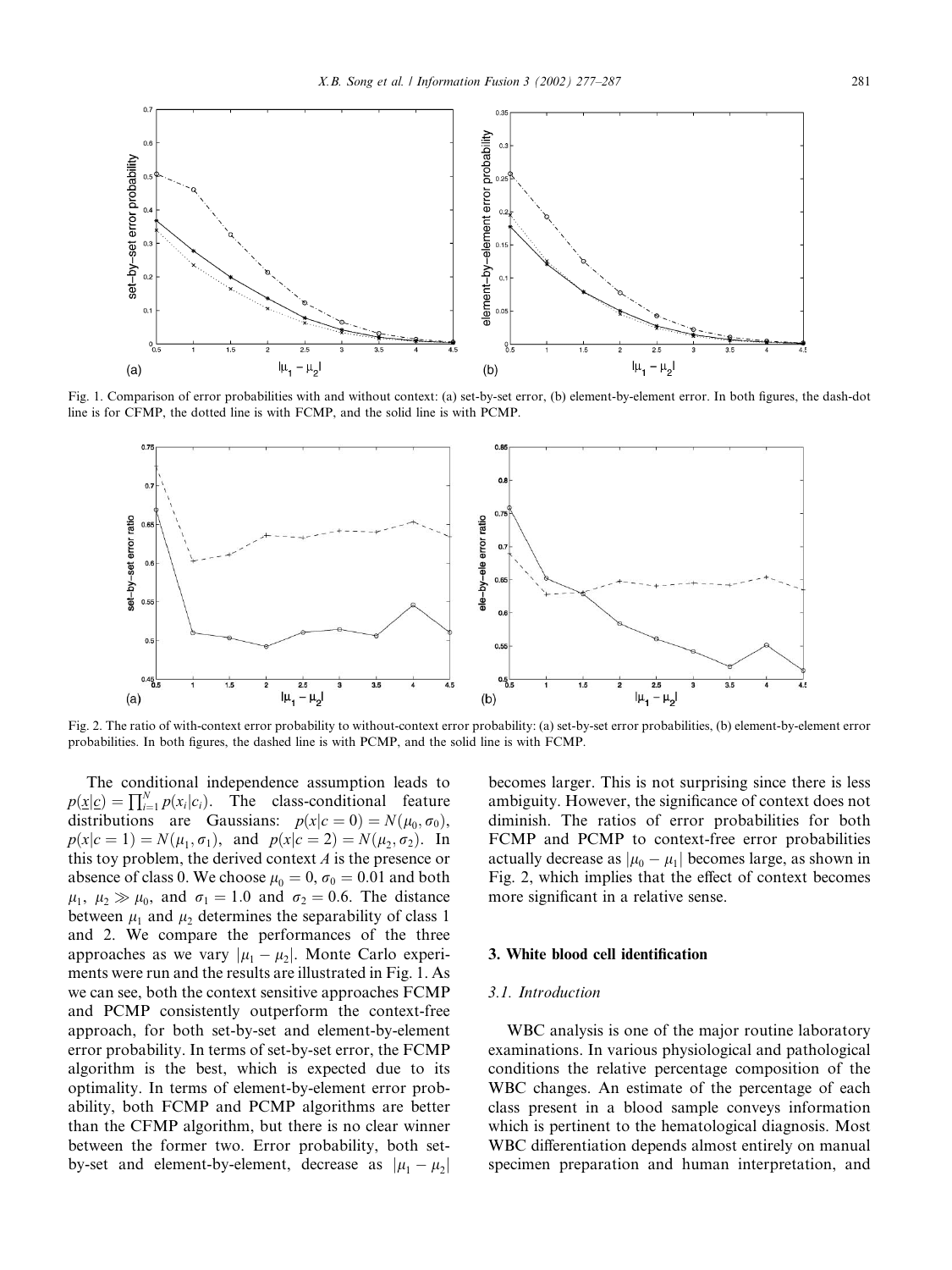Fig. 1. Comparison of error probabilities with and without context: (a) set-by-set error, (b) element-by-element error. In both figures, the dash-dot line is for CFMP, the dotted line is with FCMP, and the solid line is with PCMP.

Fig. 2. The ratio of with-context error probability to without-context error probability: (a) set-by-set error probabilities, (b) element-by-element error probabilities. In both figures, the dashed line is with PCMP, and the solid line is with FCMP.

The conditional independence assumption leads to $p(\underline{x}|\underline{c}) = \prod_{i=1}^{N} p(x_i|c_i)$. The class-conditional feature distributions are Gaussians: $p(x|c=0) = N(\mu_0, \sigma_0)$, $p(x|c=1) = N(\mu_1, \sigma_1)$, and $p(x|c=2) = N(\mu_2, \sigma_2)$. In this toy problem, the derived context $A$ is the presence or absence of class 0. We choose $\mu_0 = 0$, $\sigma_0 = 0.01$ and both $\mu_1$, $\mu_2 \gg \mu_0$, and $\sigma_1 = 1.0$ and $\sigma_2 = 0.6$. The distance between $\mu_1$ and $\mu_2$ determines the separability of class 1 and 2. We compare the performances of the three approaches as we vary $|\mu_1 - \mu_2|$. Monte Carlo experiments were run and the results are illustrated in Fig. 1. As we can see, both the context sensitive approaches FCMP and PCMP consistently outperform the context-free approach, for both set-by-set and element-by-element error probability. In terms of set-by-set error, the FCMP algorithm is the best, which is expected due to its optimality. In terms of element-by-element error probability, both FCMP and PCMP algorithms are better than the CFMP algorithm, but there is no clear winner between the former two. Error probability, both set-by-set and element-by-element, decrease as $|\mu_1 - \mu_2|$ becomes larger. This is not surprising since there is less ambiguity. However, the significance of context does not diminish. The ratios of error probabilities for both FCMP and PCMP to context-free error probabilities actually decrease as $|\mu_0 - \mu_1|$ becomes large, as shown in Fig. 2, which implies that the effect of context becomes more significant in a relative sense.

## 3. White blood cell identification

### 3.1. Introduction

WBC analysis is one of the major routine laboratory examinations. In various physiological and pathological conditions the relative percentage composition of the WBC changes. An estimate of the percentage of each class present in a blood sample conveys information which is pertinent to the hematological diagnosis. Most WBC differentiation depends almost entirely on manual specimen preparation and human interpretation, and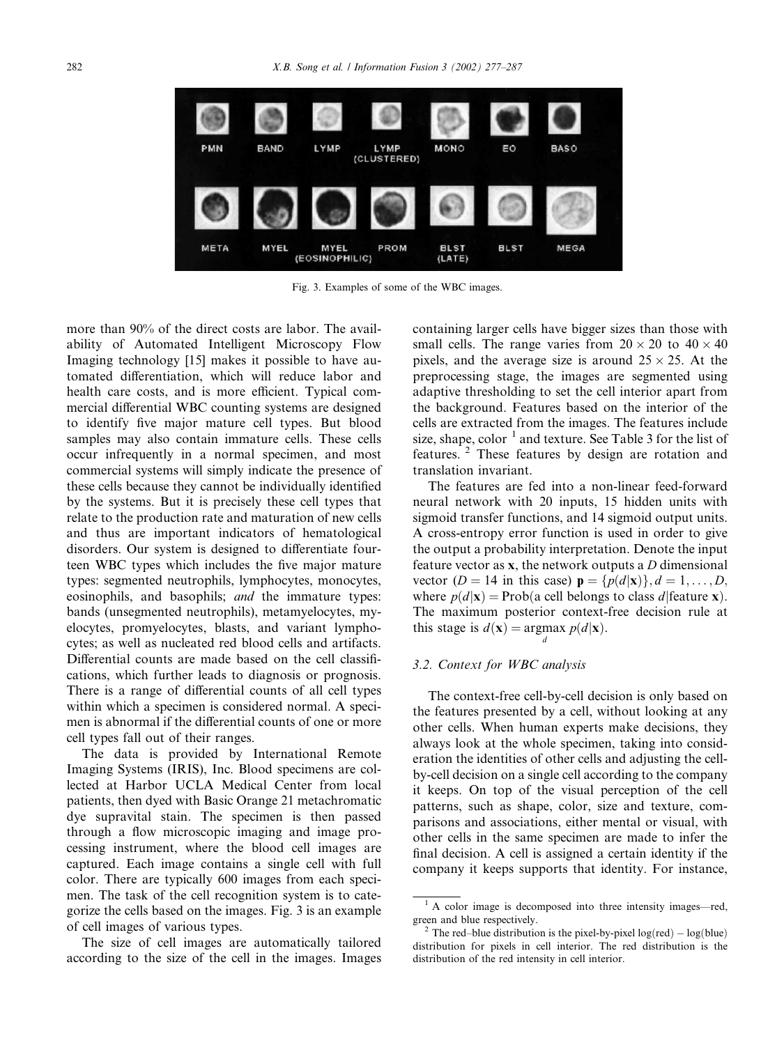Fig. 3. Examples of some of the WBC images.

more than 90% of the direct costs are labor. The availability of Automated Intelligent Microscopy Flow Imaging technology [15] makes it possible to have automated differentiation, which will reduce labor and health care costs, and is more efficient. Typical commercial differential WBC counting systems are designed to identify five major mature cell types. But blood samples may also contain immature cells. These cells occur infrequently in a normal specimen, and most commercial systems will simply indicate the presence of these cells because they cannot be individually identified by the systems. But it is precisely these cell types that relate to the production rate and maturation of new cells and thus are important indicators of hematological disorders. Our system is designed to differentiate fourteen WBC types which includes the five major mature types: segmented neutrophils, lymphocytes, monocytes, eosinophils, and basophils; *and* the immature types: bands (unsegmented neutrophils), metamyelocytes, myelocytes, promyelocytes, blasts, and variant lymphocytes; as well as nucleated red blood cells and artifacts. Differential counts are made based on the cell classifications, which further leads to diagnosis or prognosis. There is a range of differential counts of all cell types within which a specimen is considered normal. A specimen is abnormal if the differential counts of one or more cell types fall out of their ranges.

The data is provided by International Remote Imaging Systems (IRIS), Inc. Blood specimens are collected at Harbor UCLA Medical Center from local patients, then dyed with Basic Orange 21 metachromatic dye supravital stain. The specimen is then passed through a flow microscopic imaging and image processing instrument, where the blood cell images are captured. Each image contains a single cell with full color. There are typically 600 images from each specimen. The task of the cell recognition system is to categorize the cells based on the images. Fig. 3 is an example of cell images of various types.

The size of cell images are automatically tailored according to the size of the cell in the images. Images containing larger cells have bigger sizes than those with small cells. The range varies from $20 \times 20$ to $40 \times 40$ pixels, and the average size is around $25 \times 25$. At the preprocessing stage, the images are segmented using adaptive thresholding to set the cell interior apart from the background. Features based on the interior of the cells are extracted from the images. The features include size, shape, color [1] and texture. See Table 3 for the list of features. [2] These features by design are rotation and translation invariant.

The features are fed into a non-linear feed-forward neural network with 20 inputs, 15 hidden units with sigmoid transfer functions, and 14 sigmoid output units. A cross-entropy error function is used in order to give the output a probability interpretation. Denote the input feature vector as $\mathbf{x}$, the network outputs a $D$ dimensional vector ($D = 14$ in this case) $\mathbf{p} = \{p(d|\mathbf{x})\}, d = 1, \ldots, D$, where $p(d|\mathbf{x}) = \text{Prob}(\text{a cell belongs to class } d|\text{feature } \mathbf{x})$. The maximum posterior context-free decision rule at this stage is $d(\mathbf{x}) = \underset{d}{\text{argmax}}\, p(d|\mathbf{x})$.

### 3.2. Context for WBC analysis

The context-free cell-by-cell decision is only based on the features presented by a cell, without looking at any other cells. When human experts make decisions, they always look at the whole specimen, taking into consideration the identities of other cells and adjusting the cell-by-cell decision on a single cell according to the company it keeps. On top of the visual perception of the cell patterns, such as shape, color, size and texture, comparisons and associations, either mental or visual, with other cells in the same specimen are made to infer the final decision. A cell is assigned a certain identity if the company it keeps supports that identity. For instance,

---

[1] A color image is decomposed into three intensity images—red, green and blue respectively.

[2] The red–blue distribution is the pixel-by-pixel log(red) − log(blue) distribution for pixels in cell interior. The red distribution is the distribution of the red intensity in cell interior.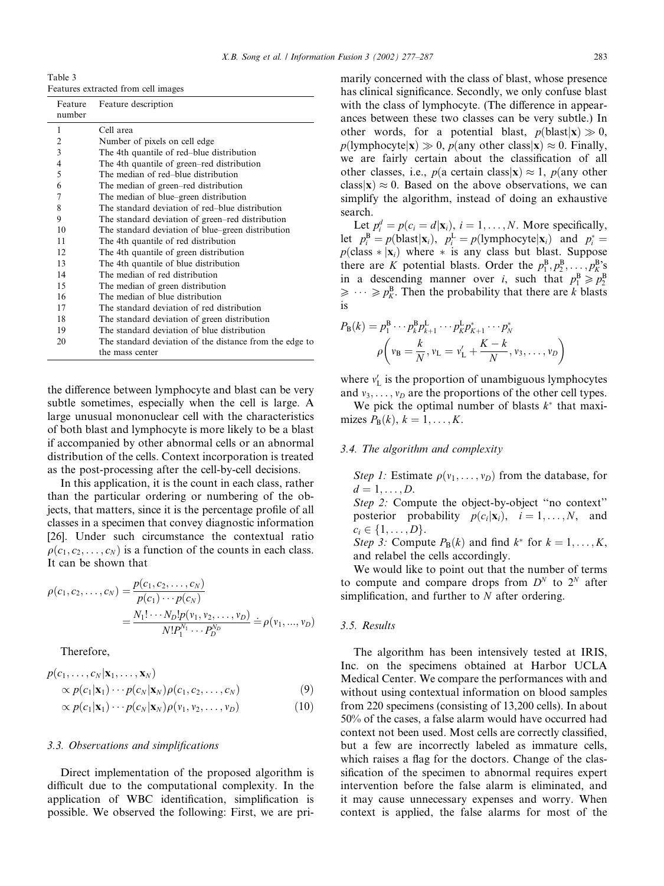Table 3
Features extracted from cell images

| Feature number | Feature description |
|---|---|
| 1 | Cell area |
| 2 | Number of pixels on cell edge |
| 3 | The 4th quantile of red–blue distribution |
| 4 | The 4th quantile of green–red distribution |
| 5 | The median of red–blue distribution |
| 6 | The median of green–red distribution |
| 7 | The median of blue–green distribution |
| 8 | The standard deviation of red–blue distribution |
| 9 | The standard deviation of green–red distribution |
| 10 | The standard deviation of blue–green distribution |
| 11 | The 4th quantile of red distribution |
| 12 | The 4th quantile of green distribution |
| 13 | The 4th quantile of blue distribution |
| 14 | The median of red distribution |
| 15 | The median of green distribution |
| 16 | The median of blue distribution |
| 17 | The standard deviation of red distribution |
| 18 | The standard deviation of green distribution |
| 19 | The standard deviation of blue distribution |
| 20 | The standard deviation of the distance from the edge to the mass center |

the difference between lymphocyte and blast can be very subtle sometimes, especially when the cell is large. A large unusual mononuclear cell with the characteristics of both blast and lymphocyte is more likely to be a blast if accompanied by other abnormal cells or an abnormal distribution of the cells. Context incorporation is treated as the post-processing after the cell-by-cell decisions.

In this application, it is the count in each class, rather than the particular ordering or numbering of the objects, that matters, since it is the percentage profile of all classes in a specimen that convey diagnostic information [26]. Under such circumstance the contextual ratio $\rho(c_1, c_2, \ldots, c_N)$ is a function of the counts in each class. It can be shown that

$$\rho(c_1, c_2, \ldots, c_N) = \frac{p(c_1, c_2, \ldots, c_N)}{p(c_1)\cdots p(c_N)} = \frac{N_1! \cdots N_D! p(v_1, v_2, \ldots, v_D)}{N! P_1^{N_1} \cdots P_D^{N_D}} \doteq \rho(v_1, \ldots, v_D)$$

Therefore,

$$p(c_1, \ldots, c_N | \mathbf{x}_1, \ldots, \mathbf{x}_N) \propto p(c_1|\mathbf{x}_1)\cdots p(c_N|\mathbf{x}_N)\rho(c_1, c_2, \ldots, c_N) \quad (9)$$

$$\propto p(c_1|\mathbf{x}_1)\cdots p(c_N|\mathbf{x}_N)\rho(v_1, v_2, \ldots, v_D) \quad (10)$$

### 3.3. Observations and simplifications

Direct implementation of the proposed algorithm is difficult due to the computational complexity. In the application of WBC identification, simplification is possible. We observed the following: First, we are primarily concerned with the class of blast, whose presence has clinical significance. Secondly, we only confuse blast with the class of lymphocyte. (The difference in appearances between these two classes can be very subtle.) In other words, for a potential blast, $p(\text{blast}|\mathbf{x}) \gg 0$, $p(\text{lymphocyte}|\mathbf{x}) \gg 0$, $p(\text{any other class}|\mathbf{x}) \approx 0$. Finally, we are fairly certain about the classification of all other classes, i.e., $p(\text{a certain class}|\mathbf{x}) \approx 1$, $p(\text{any other class}|\mathbf{x}) \approx 0$. Based on the above observations, we can simplify the algorithm, instead of doing an exhaustive search.

Let $p_i^d = p(c_i = d|\mathbf{x}_i)$, $i = 1, \ldots, N$. More specifically, let $p_i^{\mathrm{B}} = p(\text{blast}|\mathbf{x}_i)$, $p_i^{\mathrm{L}} = p(\text{lymphocyte}|\mathbf{x}_i)$ and $p_i^* = p(\text{class} * |\mathbf{x}_i)$ where $*$ is any class but blast. Suppose there are $K$ potential blasts. Order the $p_1^{\mathrm{B}}, p_2^{\mathrm{B}}, \ldots, p_K^{\mathrm{B}}$'s in a descending manner over $i$, such that $p_1^{\mathrm{B}} \geqslant p_2^{\mathrm{B}} \geqslant \cdots \geqslant p_K^{\mathrm{B}}$. Then the probability that there are $k$ blasts is

$$P_{\mathrm{B}}(k) = p_1^{\mathrm{B}} \cdots p_k^{\mathrm{B}} p_{k+1}^{\mathrm{L}} \cdots p_K^{\mathrm{L}} p_{K+1}^* \cdots p_N^* \rho\left(v_{\mathrm{B}} = \frac{k}{N}, v_{\mathrm{L}} = v'_{\mathrm{L}} + \frac{K-k}{N}, v_3, \ldots, v_D\right)$$

where $v'_{\mathrm{L}}$ is the proportion of unambiguous lymphocytes and $v_3, \ldots, v_D$ are the proportions of the other cell types.

We pick the optimal number of blasts $k^*$ that maximizes $P_{\mathrm{B}}(k)$, $k = 1, \ldots, K$.

### 3.4. The algorithm and complexity

*Step 1:* Estimate $\rho(v_1, \ldots, v_D)$ from the database, for $d = 1, \ldots, D$.

*Step 2:* Compute the object-by-object "no context" posterior probability $p(c_i|\mathbf{x}_i)$, $i = 1, \ldots, N$, and $c_i \in \{1, \ldots, D\}$.

*Step 3:* Compute $P_{\mathrm{B}}(k)$ and find $k^*$ for $k = 1, \ldots, K$, and relabel the cells accordingly.

We would like to point out that the number of terms to compute and compare drops from $D^N$ to $2^N$ after simplification, and further to $N$ after ordering.

### 3.5. Results

The algorithm has been intensively tested at IRIS, Inc. on the specimens obtained at Harbor UCLA Medical Center. We compare the performances with and without using contextual information on blood samples from 220 specimens (consisting of 13,200 cells). In about 50% of the cases, a false alarm would have occurred had context not been used. Most cells are correctly classified, but a few are incorrectly labeled as immature cells, which raises a flag for the doctors. Change of the classification of the specimen to abnormal requires expert intervention before the false alarm is eliminated, and it may cause unnecessary expenses and worry. When context is applied, the false alarms for most of the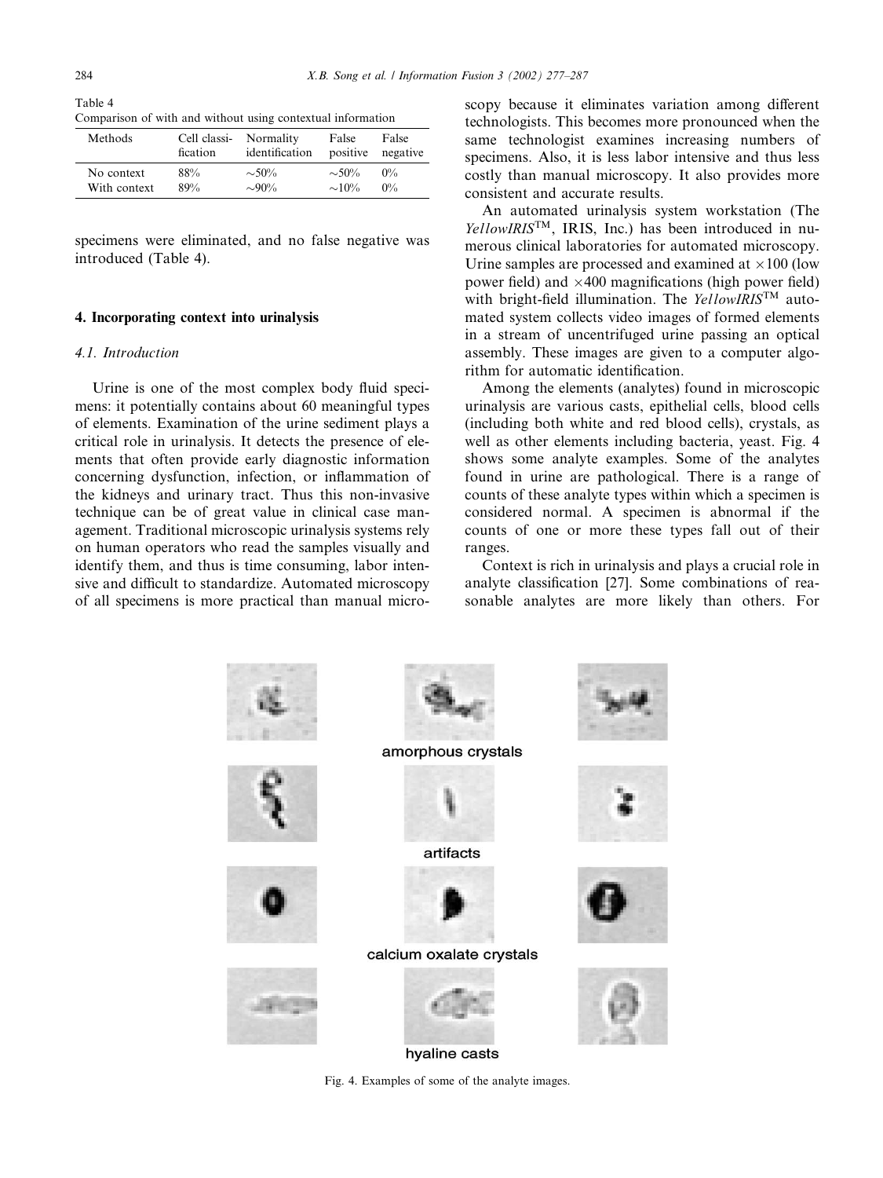Table 4
Comparison of with and without using contextual information

| Methods | Cell classification | Normality identification | False positive | False negative |
|---|---|---|---|---|
| No context | 88% | ~50% | ~50% | 0% |
| With context | 89% | ~90% | ~10% | 0% |

specimens were eliminated, and no false negative was introduced (Table 4).

## 4. Incorporating context into urinalysis

### 4.1. Introduction

Urine is one of the most complex body fluid specimens: it potentially contains about 60 meaningful types of elements. Examination of the urine sediment plays a critical role in urinalysis. It detects the presence of elements that often provide early diagnostic information concerning dysfunction, infection, or inflammation of the kidneys and urinary tract. Thus this non-invasive technique can be of great value in clinical case management. Traditional microscopic urinalysis systems rely on human operators who read the samples visually and identify them, and thus is time consuming, labor intensive and difficult to standardize. Automated microscopy of all specimens is more practical than manual microscopy because it eliminates variation among different technologists. This becomes more pronounced when the same technologist examines increasing numbers of specimens. Also, it is less labor intensive and thus less costly than manual microscopy. It also provides more consistent and accurate results.

An automated urinalysis system workstation (The *YellowIRIS*™, IRIS, Inc.) has been introduced in numerous clinical laboratories for automated microscopy. Urine samples are processed and examined at ×100 (low power field) and ×400 magnifications (high power field) with bright-field illumination. The *YellowIRIS*™ automated system collects video images of formed elements in a stream of uncentrifuged urine passing an optical assembly. These images are given to a computer algorithm for automatic identification.

Among the elements (analytes) found in microscopic urinalysis are various casts, epithelial cells, blood cells (including both white and red blood cells), crystals, as well as other elements including bacteria, yeast. Fig. 4 shows some analyte examples. Some of the analytes found in urine are pathological. There is a range of counts of these analyte types within which a specimen is considered normal. A specimen is abnormal if the counts of one or more these types fall out of their ranges.

Context is rich in urinalysis and plays a crucial role in analyte classification [27]. Some combinations of reasonable analytes are more likely than others. For

amorphous crystals

artifacts

calcium oxalate crystals

hyaline casts

Fig. 4. Examples of some of the analyte images.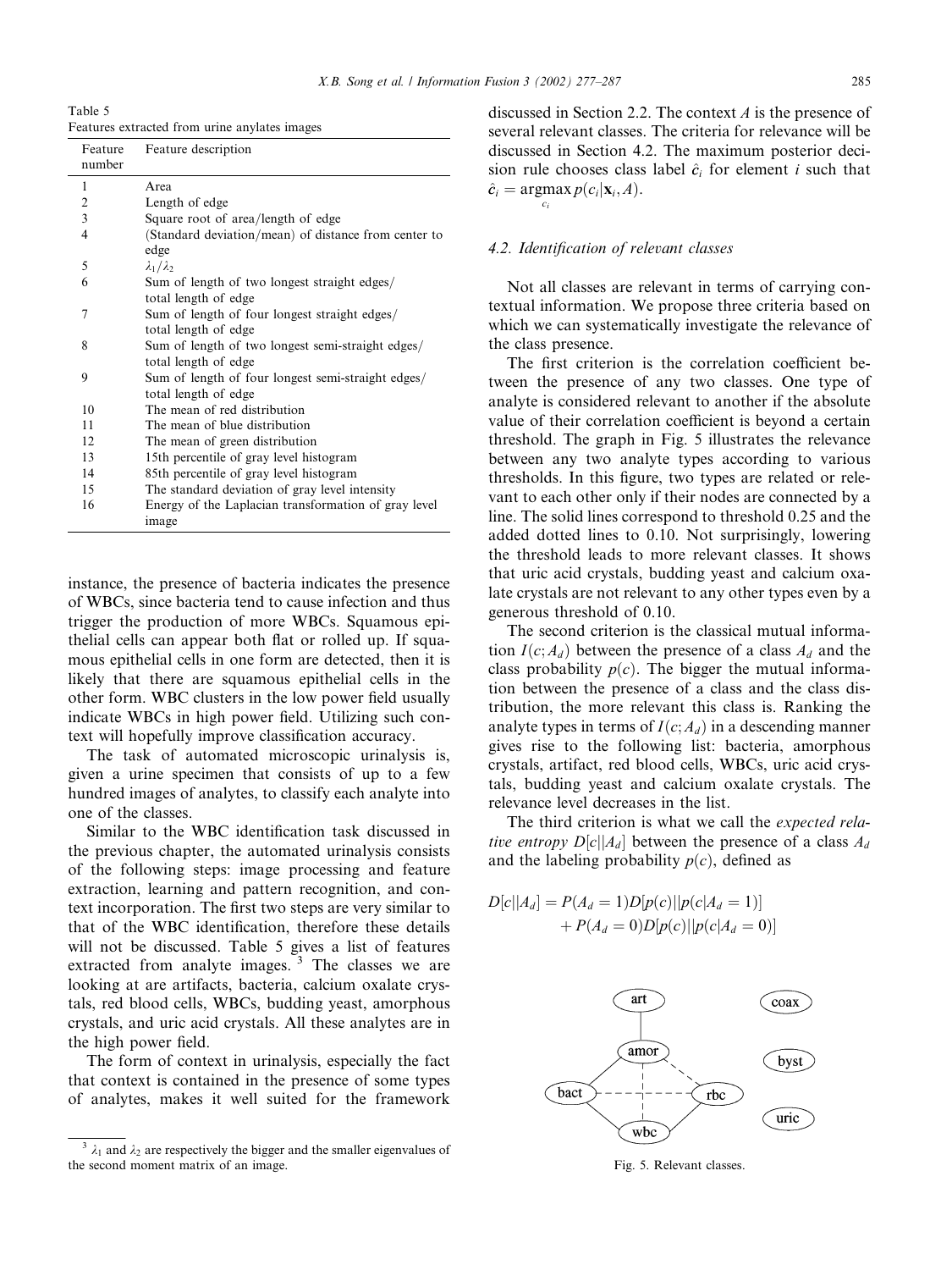Table 5
Features extracted from urine anylates images

| Feature number | Feature description |
|---|---|
| 1 | Area |
| 2 | Length of edge |
| 3 | Square root of area/length of edge |
| 4 | (Standard deviation/mean) of distance from center to edge |
| 5 | $\lambda_1/\lambda_2$ |
| 6 | Sum of length of two longest straight edges/ total length of edge |
| 7 | Sum of length of four longest straight edges/ total length of edge |
| 8 | Sum of length of two longest semi-straight edges/ total length of edge |
| 9 | Sum of length of four longest semi-straight edges/ total length of edge |
| 10 | The mean of red distribution |
| 11 | The mean of blue distribution |
| 12 | The mean of green distribution |
| 13 | 15th percentile of gray level histogram |
| 14 | 85th percentile of gray level histogram |
| 15 | The standard deviation of gray level intensity |
| 16 | Energy of the Laplacian transformation of gray level image |

instance, the presence of bacteria indicates the presence of WBCs, since bacteria tend to cause infection and thus trigger the production of more WBCs. Squamous epithelial cells can appear both flat or rolled up. If squamous epithelial cells in one form are detected, then it is likely that there are squamous epithelial cells in the other form. WBC clusters in the low power field usually indicate WBCs in high power field. Utilizing such context will hopefully improve classification accuracy.

The task of automated microscopic urinalysis is, given a urine specimen that consists of up to a few hundred images of analytes, to classify each analyte into one of the classes.

Similar to the WBC identification task discussed in the previous chapter, the automated urinalysis consists of the following steps: image processing and feature extraction, learning and pattern recognition, and context incorporation. The first two steps are very similar to that of the WBC identification, therefore these details will not be discussed. Table 5 gives a list of features extracted from analyte images.[3] The classes we are looking at are artifacts, bacteria, calcium oxalate crystals, red blood cells, WBCs, budding yeast, amorphous crystals, and uric acid crystals. All these analytes are in the high power field.

The form of context in urinalysis, especially the fact that context is contained in the presence of some types of analytes, makes it well suited for the framework discussed in Section 2.2. The context $A$ is the presence of several relevant classes. The criteria for relevance will be discussed in Section 4.2. The maximum posterior decision rule chooses class label $\hat{c}_i$ for element $i$ such that $\hat{c}_i = \underset{c_i}{\operatorname{argmax}}\, p(c_i|\mathbf{x}_i, A)$.

### 4.2. Identification of relevant classes

Not all classes are relevant in terms of carrying contextual information. We propose three criteria based on which we can systematically investigate the relevance of the class presence.

The first criterion is the correlation coefficient between the presence of any two classes. One type of analyte is considered relevant to another if the absolute value of their correlation coefficient is beyond a certain threshold. The graph in Fig. 5 illustrates the relevance between any two analyte types according to various thresholds. In this figure, two types are related or relevant to each other only if their nodes are connected by a line. The solid lines correspond to threshold 0.25 and the added dotted lines to 0.10. Not surprisingly, lowering the threshold leads to more relevant classes. It shows that uric acid crystals, budding yeast and calcium oxalate crystals are not relevant to any other types even by a generous threshold of 0.10.

The second criterion is the classical mutual information $I(c; A_d)$ between the presence of a class $A_d$ and the class probability $p(c)$. The bigger the mutual information between the presence of a class and the class distribution, the more relevant this class is. Ranking the analyte types in terms of $I(c; A_d)$ in a descending manner gives rise to the following list: bacteria, amorphous crystals, artifact, red blood cells, WBCs, uric acid crystals, budding yeast and calcium oxalate crystals. The relevance level decreases in the list.

The third criterion is what we call the *expected relative entropy* $D[c||A_d]$ between the presence of a class $A_d$ and the labeling probability $p(c)$, defined as

$$D[c||A_d] = P(A_d = 1)D[p(c)||p(c|A_d = 1)] + P(A_d = 0)D[p(c)||p(c|A_d = 0)]$$

Fig. 5. Relevant classes.

[3] $\lambda_1$ and $\lambda_2$ are respectively the bigger and the smaller eigenvalues of the second moment matrix of an image.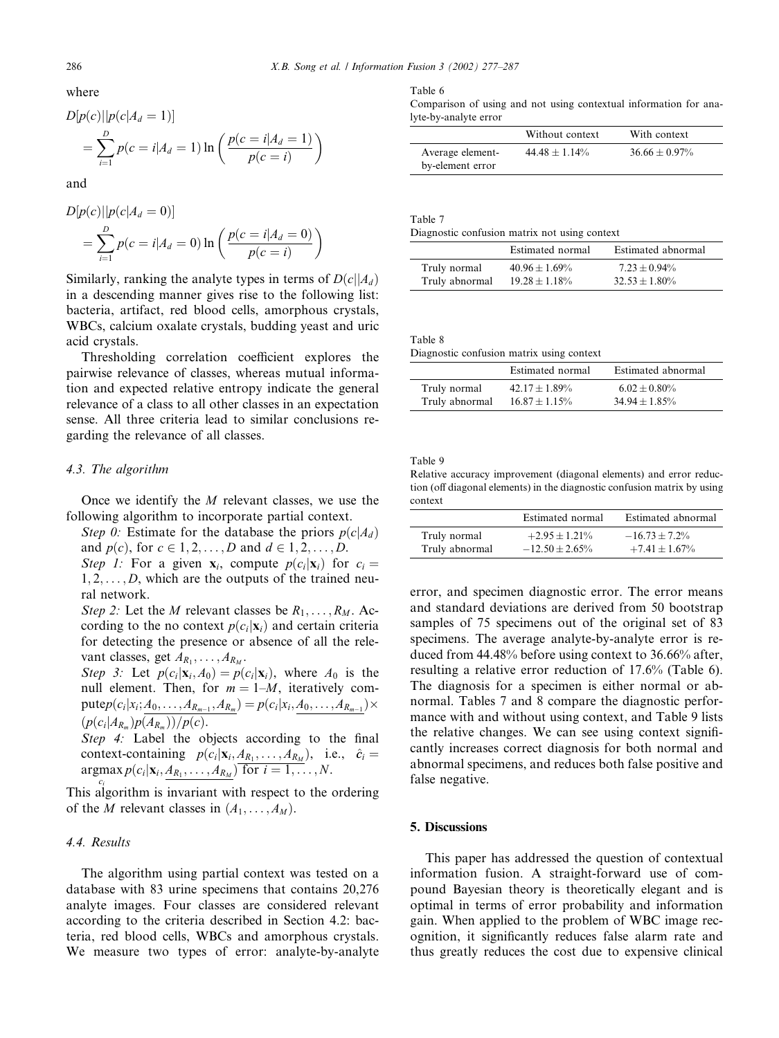where

$$D[p(c)||p(c|A_d = 1)] = \sum_{i=1}^{D} p(c = i|A_d = 1) \ln\left(\frac{p(c = i|A_d = 1)}{p(c = i)}\right)$$

and

$$D[p(c)||p(c|A_d = 0)] = \sum_{i=1}^{D} p(c = i|A_d = 0) \ln\left(\frac{p(c = i|A_d = 0)}{p(c = i)}\right)$$

Similarly, ranking the analyte types in terms of $D(c||A_d)$ in a descending manner gives rise to the following list: bacteria, artifact, red blood cells, amorphous crystals, WBCs, calcium oxalate crystals, budding yeast and uric acid crystals.

Thresholding correlation coefficient explores the pairwise relevance of classes, whereas mutual information and expected relative entropy indicate the general relevance of a class to all other classes in an expectation sense. All three criteria lead to similar conclusions regarding the relevance of all classes.

### 4.3. The algorithm

Once we identify the $M$ relevant classes, we use the following algorithm to incorporate partial context.

*Step 0:* Estimate for the database the priors $p(c|A_d)$ and $p(c)$, for $c \in 1, 2, \ldots, D$ and $d \in 1, 2, \ldots, D$.

*Step 1:* For a given $\mathbf{x}_i$, compute $p(c_i|\mathbf{x}_i)$ for $c_i = 1, 2, \ldots, D$, which are the outputs of the trained neural network.

*Step 2:* Let the $M$ relevant classes be $R_1, \ldots, R_M$. According to the no context $p(c_i|\mathbf{x}_i)$ and certain criteria for detecting the presence or absence of all the relevant classes, get $A_{R_1}, \ldots, A_{R_M}$.

*Step 3:* Let $p(c_i|\mathbf{x}_i, A_0) = p(c_i|\mathbf{x}_i)$, where $A_0$ is the null element. Then, for $m = 1$–$M$, iteratively compute $p(c_i|x_i; \underline{A_0, \ldots, A_{R_{m-1}}, A_{R_m}}) = p(c_i|x_i, \underline{A_0, \ldots, A_{R_{m-1}}}) \times (p(c_i|A_{R_m})p(A_{R_m}))/p(c)$.

*Step 4:* Label the objects according to the final context-containing $p(c_i|\mathbf{x}_i, \underline{A_{R_1}, \ldots, A_{R_M}})$, i.e., $\hat{c}_i = \underset{c_i}{\operatorname{argmax}}\, p(c_i|\mathbf{x}_i, \underline{A_{R_1}, \ldots, A_{R_M}})$ for $i = 1, \ldots, N$.

This algorithm is invariant with respect to the ordering of the $M$ relevant classes in $(A_1, \ldots, A_M)$.

### 4.4. Results

The algorithm using partial context was tested on a database with 83 urine specimens that contains 20,276 analyte images. Four classes are considered relevant according to the criteria described in Section 4.2: bacteria, red blood cells, WBCs and amorphous crystals. We measure two types of error: analyte-by-analyte error, and specimen diagnostic error. The error means and standard deviations are derived from 50 bootstrap samples of 75 specimens out of the original set of 83 specimens. The average analyte-by-analyte error is reduced from 44.48% before using context to 36.66% after, resulting a relative error reduction of 17.6% (Table 6). The diagnosis for a specimen is either normal or abnormal. Tables 7 and 8 compare the diagnostic performance with and without using context, and Table 9 lists the relative changes. We can see using context significantly increases correct diagnosis for both normal and abnormal specimens, and reduces both false positive and false negative.

Table 6
Comparison of using and not using contextual information for analyte-by-analyte error

| | Without context | With context |
|---|---|---|
| Average element-by-element error | 44.48 ± 1.14% | 36.66 ± 0.97% |

Table 7
Diagnostic confusion matrix not using context

| | Estimated normal | Estimated abnormal |
|---|---|---|
| Truly normal | 40.96 ± 1.69% | 7.23 ± 0.94% |
| Truly abnormal | 19.28 ± 1.18% | 32.53 ± 1.80% |

Table 8
Diagnostic confusion matrix using context

| | Estimated normal | Estimated abnormal |
|---|---|---|
| Truly normal | 42.17 ± 1.89% | 6.02 ± 0.80% |
| Truly abnormal | 16.87 ± 1.15% | 34.94 ± 1.85% |

Table 9
Relative accuracy improvement (diagonal elements) and error reduction (off diagonal elements) in the diagnostic confusion matrix by using context

| | Estimated normal | Estimated abnormal |
|---|---|---|
| Truly normal | +2.95 ± 1.21% | −16.73 ± 7.2% |
| Truly abnormal | −12.50 ± 2.65% | +7.41 ± 1.67% |

## 5. Discussions

This paper has addressed the question of contextual information fusion. A straight-forward use of compound Bayesian theory is theoretically elegant and is optimal in terms of error probability and information gain. When applied to the problem of WBC image recognition, it significantly reduces false alarm rate and thus greatly reduces the cost due to expensive clinical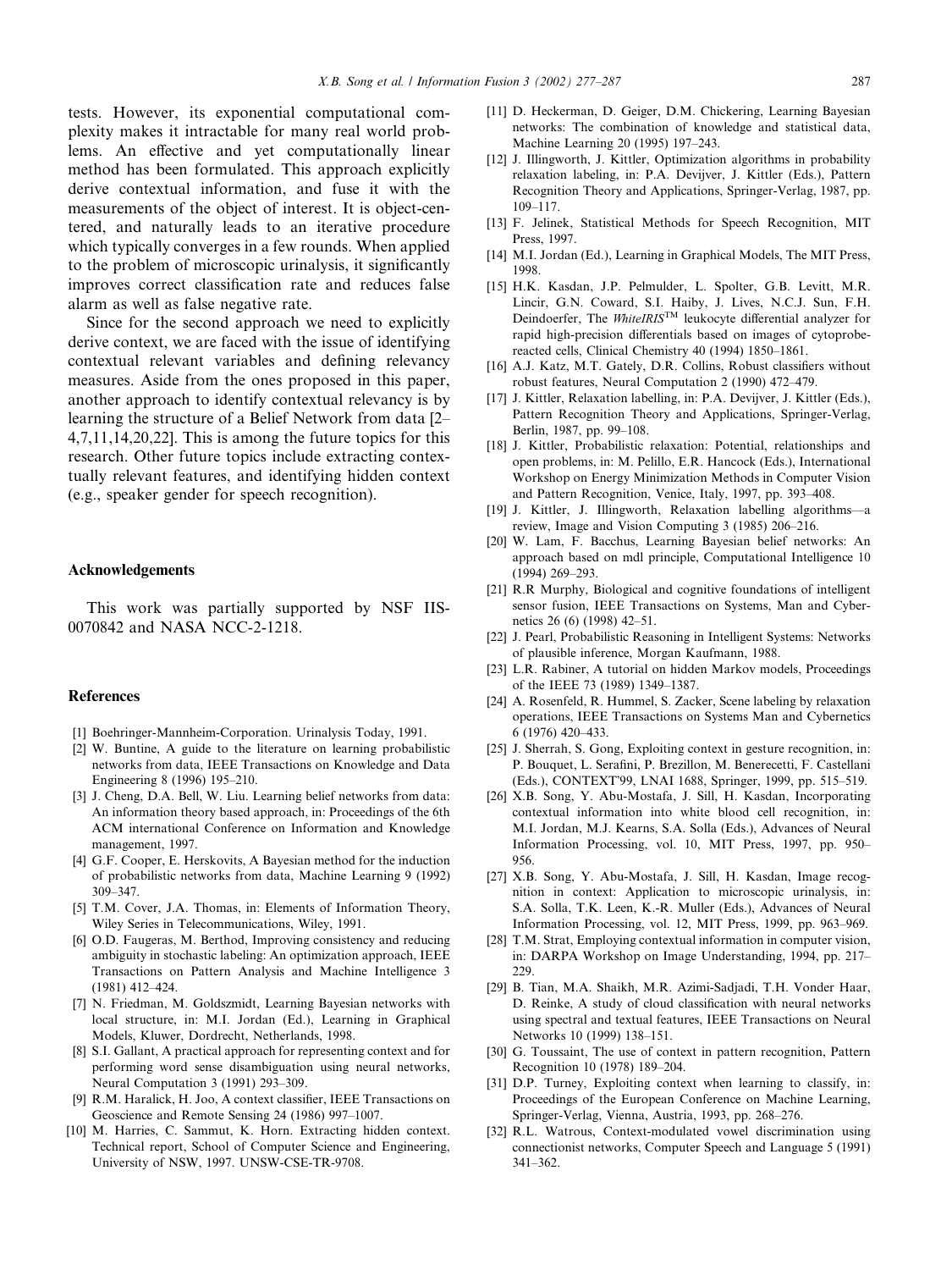tests. However, its exponential computational complexity makes it intractable for many real world problems. An effective and yet computationally linear method has been formulated. This approach explicitly derive contextual information, and fuse it with the measurements of the object of interest. It is object-centered, and naturally leads to an iterative procedure which typically converges in a few rounds. When applied to the problem of microscopic urinalysis, it significantly improves correct classification rate and reduces false alarm as well as false negative rate.

Since for the second approach we need to explicitly derive context, we are faced with the issue of identifying contextual relevant variables and defining relevancy measures. Aside from the ones proposed in this paper, another approach to identify contextual relevancy is by learning the structure of a Belief Network from data [2–4,7,11,14,20,22]. This is among the future topics for this research. Other future topics include extracting contextually relevant features, and identifying hidden context (e.g., speaker gender for speech recognition).

## Acknowledgements

This work was partially supported by NSF IIS-0070842 and NASA NCC-2-1218.

## References

[1] Boehringer-Mannheim-Corporation. Urinalysis Today, 1991.

[2] W. Buntine, A guide to the literature on learning probabilistic networks from data, IEEE Transactions on Knowledge and Data Engineering 8 (1996) 195–210.

[3] J. Cheng, D.A. Bell, W. Liu. Learning belief networks from data: An information theory based approach, in: Proceedings of the 6th ACM international Conference on Information and Knowledge management, 1997.

[4] G.F. Cooper, E. Herskovits, A Bayesian method for the induction of probabilistic networks from data, Machine Learning 9 (1992) 309–347.

[5] T.M. Cover, J.A. Thomas, in: Elements of Information Theory, Wiley Series in Telecommunications, Wiley, 1991.

[6] O.D. Faugeras, M. Berthod, Improving consistency and reducing ambiguity in stochastic labeling: An optimization approach, IEEE Transactions on Pattern Analysis and Machine Intelligence 3 (1981) 412–424.

[7] N. Friedman, M. Goldszmidt, Learning Bayesian networks with local structure, in: M.I. Jordan (Ed.), Learning in Graphical Models, Kluwer, Dordrecht, Netherlands, 1998.

[8] S.I. Gallant, A practical approach for representing context and for performing word sense disambiguation using neural networks, Neural Computation 3 (1991) 293–309.

[9] R.M. Haralick, H. Joo, A context classifier, IEEE Transactions on Geoscience and Remote Sensing 24 (1986) 997–1007.

[10] M. Harries, C. Sammut, K. Horn. Extracting hidden context. Technical report, School of Computer Science and Engineering, University of NSW, 1997. UNSW-CSE-TR-9708.

[11] D. Heckerman, D. Geiger, D.M. Chickering, Learning Bayesian networks: The combination of knowledge and statistical data, Machine Learning 20 (1995) 197–243.

[12] J. Illingworth, J. Kittler, Optimization algorithms in probability relaxation labeling, in: P.A. Devijver, J. Kittler (Eds.), Pattern Recognition Theory and Applications, Springer-Verlag, 1987, pp. 109–117.

[13] F. Jelinek, Statistical Methods for Speech Recognition, MIT Press, 1997.

[14] M.I. Jordan (Ed.), Learning in Graphical Models, The MIT Press, 1998.

[15] H.K. Kasdan, J.P. Pelmulder, L. Spolter, G.B. Levitt, M.R. Lincir, G.N. Coward, S.I. Haiby, J. Lives, N.C.J. Sun, F.H. Deindoerfer, The *WhiteIRIS*™ leukocyte differential analyzer for rapid high-precision differentials based on images of cytoprobe-reacted cells, Clinical Chemistry 40 (1994) 1850–1861.

[16] A.J. Katz, M.T. Gately, D.R. Collins, Robust classifiers without robust features, Neural Computation 2 (1990) 472–479.

[17] J. Kittler, Relaxation labelling, in: P.A. Devijver, J. Kittler (Eds.), Pattern Recognition Theory and Applications, Springer-Verlag, Berlin, 1987, pp. 99–108.

[18] J. Kittler, Probabilistic relaxation: Potential, relationships and open problems, in: M. Pelillo, E.R. Hancock (Eds.), International Workshop on Energy Minimization Methods in Computer Vision and Pattern Recognition, Venice, Italy, 1997, pp. 393–408.

[19] J. Kittler, J. Illingworth, Relaxation labelling algorithms—a review, Image and Vision Computing 3 (1985) 206–216.

[20] W. Lam, F. Bacchus, Learning Bayesian belief networks: An approach based on mdl principle, Computational Intelligence 10 (1994) 269–293.

[21] R.R Murphy, Biological and cognitive foundations of intelligent sensor fusion, IEEE Transactions on Systems, Man and Cybernetics 26 (6) (1998) 42–51.

[22] J. Pearl, Probabilistic Reasoning in Intelligent Systems: Networks of plausible inference, Morgan Kaufmann, 1988.

[23] L.R. Rabiner, A tutorial on hidden Markov models, Proceedings of the IEEE 73 (1989) 1349–1387.

[24] A. Rosenfeld, R. Hummel, S. Zacker, Scene labeling by relaxation operations, IEEE Transactions on Systems Man and Cybernetics 6 (1976) 420–433.

[25] J. Sherrah, S. Gong, Exploiting context in gesture recognition, in: P. Bouquet, L. Serafini, P. Brezillon, M. Benerecetti, F. Castellani (Eds.), CONTEXT'99, LNAI 1688, Springer, 1999, pp. 515–519.

[26] X.B. Song, Y. Abu-Mostafa, J. Sill, H. Kasdan, Incorporating contextual information into white blood cell recognition, in: M.I. Jordan, M.J. Kearns, S.A. Solla (Eds.), Advances of Neural Information Processing, vol. 10, MIT Press, 1997, pp. 950–956.

[27] X.B. Song, Y. Abu-Mostafa, J. Sill, H. Kasdan, Image recognition in context: Application to microscopic urinalysis, in: S.A. Solla, T.K. Leen, K.-R. Muller (Eds.), Advances of Neural Information Processing, vol. 12, MIT Press, 1999, pp. 963–969.

[28] T.M. Strat, Employing contextual information in computer vision, in: DARPA Workshop on Image Understanding, 1994, pp. 217–229.

[29] B. Tian, M.A. Shaikh, M.R. Azimi-Sadjadi, T.H. Vonder Haar, D. Reinke, A study of cloud classification with neural networks using spectral and textual features, IEEE Transactions on Neural Networks 10 (1999) 138–151.

[30] G. Toussaint, The use of context in pattern recognition, Pattern Recognition 10 (1978) 189–204.

[31] D.P. Turney, Exploiting context when learning to classify, in: Proceedings of the European Conference on Machine Learning, Springer-Verlag, Vienna, Austria, 1993, pp. 268–276.

[32] R.L. Watrous, Context-modulated vowel discrimination using connectionist networks, Computer Speech and Language 5 (1991) 341–362.